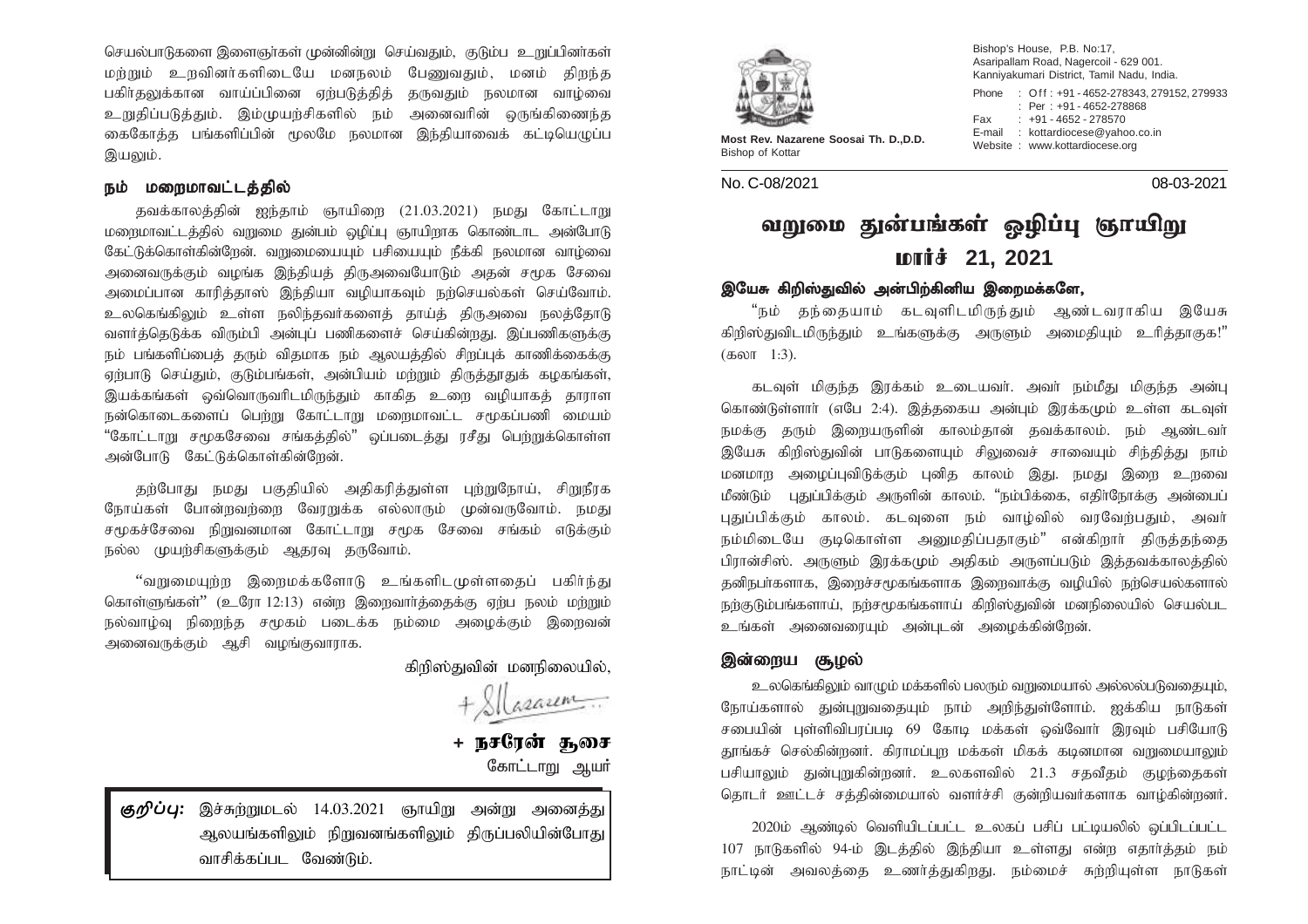செயல்பாடுகளை இளைஞர்கள் முன்னின்று செய்வதும், குடும்ப உறுப்பினர்கள் மற்றும் உறவினர்களிடையே மனநலம் பேணுவதும், மனம் திறந்த பகிர்தலுக்கான வாய்ப்பினை ஏற்படுத்தித் தருவதும் நலமான வாழ்வை உறுதிப்படுத்தும். இம்முயற்சிகளில் நம் அனைவரின் ஒருங்கிணைந்த கைகோர்த்த பங்களிப்பின் மூலமே நலமான இந்தியாவைக் கட்டியெழுப்ப இயலும்.

## நம் மறைமாவட்டத்தில்

தவக்காலத்தின் ஐந்தாம் ஞாயிறை (21.03.2021) நமது கோட்டாறு மறைமாவட்டத்தில் வறுமை துன்பம் ஒழிப்பு ஞாயிறாக கொண்டாட அன்போடு கேட்டுக்கொள்கின்றேன். வறுமையையும் பசியையும் நீக்கி நலமான வாழ்வை அனைவருக்கும் வழங்க இந்தியத் திருஅவையோடும் அதன் சமூக சேவை அமைப்பான காரித்தாஸ் இந்தியா வழியாகவும் நற்செயல்கள் செய்வோம். உலகெங்கிலும் உள்ள நலிந்தவர்களைத் தாய்த் திருஅவை நலத்தோடு வளர்த்தெடுக்க விரும்பி அன்புப் பணிகளைச் செய்கின்றது. இப்பணிகளுக்கு நம் பங்களிப்பைத் தரும் விதமாக நம் ஆலயத்தில் சிறப்புக் காணிக்கைக்கு ஏற்பாடு செய்தும், குடும்பங்கள், அன்பியம் மற்றும் திருத்தூதுக் கழகங்கள், இயக்கங்கள் ஒவ்வொருவரிடமிருந்தும் காகித உறை வழியாகத் தாராள நன்கொடைகளைப் பெற்று கோட்டாறு மறைமாவட்ட சமூகப்பணி மையம் "கோட்டாறு சமூகசேவை சங்கத்தில்" ஒப்படைத்து ரசீது பெற்றுக்கொள்ள அன்போடு கேட்டுக்கொள்கின்றேன்.

தற்போது நமது பகுதியில் அதிகரித்துள்ள புற்றுநோய், சிறுநீரக நோய்கள் போன்றவற்றை வேரறுக்க எல்லாரும் முன்வருவோம். நமது சமூகச்சேவை நிறுவனமான கோட்டாறு சமூக சேவை சங்கம் எடுக்கும் நல்ல முயற்சிகளுக்கும் ஆதரவு தருவோம்.

"வறுமையுற்ற இறைமக்களோடு உங்களிடமுள்ளதைப் பகிர்ந்து கொள்ளுங்கள்" (உரோ 12:13) என்ற இறைவார்த்தைக்கு ஏற்ப நலம் மற்றும் நல்வாழ்வு நிறைந்த சமூகம் படைக்க நம்மை அழைக்கும் இறைவன் அனைவருக்கும் ஆசி வழங்குவாராக.

கிறிஸ்துவின் மனநிலையில்,

**+ நசரேன் சூசை**
கோட்டாறு ஆயர்

***குறிப்பு:*** இச்சுற்றுமடல் 14.03.2021 ஞாயிறு அன்று அனைத்து ஆலயங்களிலும் நிறுவனங்களிலும் திருப்பலியின்போது வாசிக்கப்பட வேண்டும்.

---

**Most Rev. Nazarene Soosai Th. D.,D.D.**
Bishop of Kottar

Bishop's House, P.B. No:17,
Asaripallam Road, Nagercoil - 629 001.
Kanniyakumari District, Tamil Nadu, India.
Phone : Off : +91 - 4652-278343, 279152, 279933
: Per : +91 - 4652-278868
Fax : +91 - 4652 - 278570
E-mail : kottardiocese@yahoo.co.in
Website : www.kottardiocese.org

No. C-08/2021 08-03-2021

# வறுமை துன்பங்கள் ஒழிப்பு ஞாயிறு
# மார்ச் 21, 2021

**இயேசு கிறிஸ்துவில் அன்பிற்கினிய இறைமக்களே,**

"நம் தந்தையாம் கடவுளிடமிருந்தும் ஆண்டவராகிய இயேசு கிறிஸ்துவிடமிருந்தும் உங்களுக்கு அருளும் அமைதியும் உரித்தாகுக!" (கலா 1:3).

கடவுள் மிகுந்த இரக்கம் உடையவர். அவர் நம்மீது மிகுந்த அன்பு கொண்டுள்ளார் (எபே 2:4). இத்தகைய அன்பும் இரக்கமும் உள்ள கடவுள் நமக்கு தரும் இறையருளின் காலம்தான் தவக்காலம். நம் ஆண்டவர் இயேசு கிறிஸ்துவின் பாடுகளையும் சிலுவைச் சாவையும் சிந்தித்து நாம் மனமாற அழைப்புவிடுக்கும் புனித காலம் இது. நமது இறை உறவை மீண்டும் புதுப்பிக்கும் அருளின் காலம். "நம்பிக்கை, எதிர்நோக்கு அன்பைப் புதுப்பிக்கும் காலம். கடவுளை நம் வாழ்வில் வரவேற்பதும், அவர் நம்மிடையே குடிகொள்ள அனுமதிப்பதாகும்" என்கிறார் திருத்தந்தை பிரான்சிஸ். அருளும் இரக்கமும் அதிகம் அருளப்படும் இத்தவக்காலத்தில் தனிநபர்களாக, இறைச்சமூகங்களாக இறைவாக்கு வழியில் நற்செயல்களால் நற்குடும்பங்களாய், நற்சமூகங்களாய் கிறிஸ்துவின் மனநிலையில் செயல்பட உங்கள் அனைவரையும் அன்புடன் அழைக்கின்றேன்.

## இன்றைய சூழல்

உலகெங்கிலும் வாழும் மக்களில் பலரும் வறுமையால் அல்லலபடுவதையும், நோய்களால் துன்புறுவதையும் நாம் அறிந்துள்ளோம். ஐக்கிய நாடுகள் சபையின் புள்ளிவிபரப்படி 69 கோடி மக்கள் ஒவ்வோர் இரவும் பசியோடு தூங்கச் செல்கின்றனர். கிராமப்புற மக்கள் மிகக் கடினமான வறுமையாலும் பசியாலும் துன்புறுகின்றனர். உலகளவில் 21.3 சதவீதம் குழந்தைகள் தொடர் ஊட்டச் சத்தின்மையால் வளர்ச்சி குன்றியவர்களாக வாழ்கின்றனர்.

2020ம் ஆண்டில் வெளியிடப்பட்ட உலகப் பசிப் பட்டியலில் ஒப்பிடப்பட்ட 107 நாடுகளில் 94-ம் இடத்தில் இந்தியா உள்ளது என்ற எதார்த்தம் நம் நாட்டின் அவலத்தை உணர்த்துகிறது. நம்மைச் சுற்றியுள்ள நாடுகள்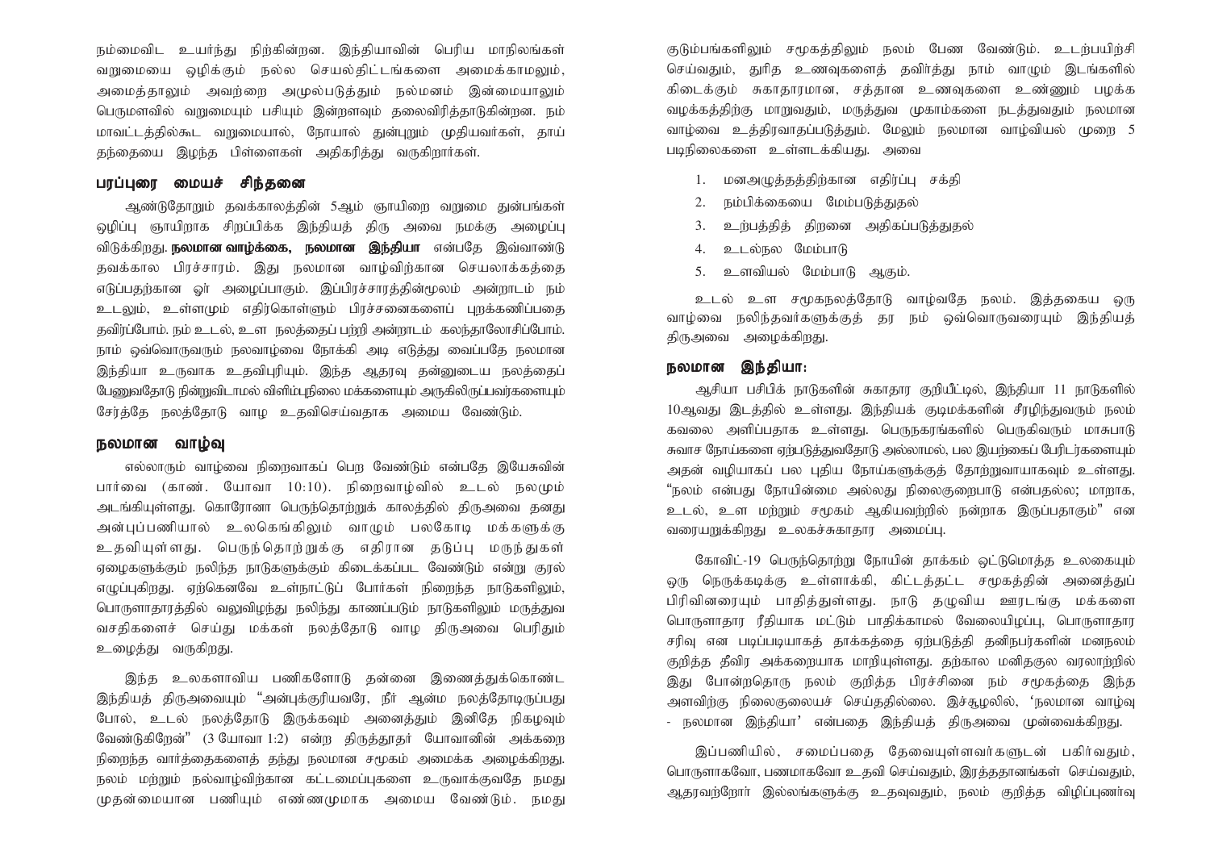நம்மைவிட உயர்ந்து நிற்கின்றன. இந்தியாவின் பெரிய மாநிலங்கள் வறுமையை ஒழிக்கும் நல்ல செயல்திட்டங்களை அமைக்காமலும், அமைத்தாலும் அவற்றை அமுல்படுத்தும் நல்மனம் இன்மையாலும் பெருமளவில் வறுமையும் பசியும் இன்றளவும் தலைவிரித்தாடுகின்றன. நம் மாவட்டத்தில்கூட வறுமையால், நோயால் துன்புறும் முதியவர்கள், தாய் தந்தையை இழந்த பிள்ளைகள் அதிகரித்து வருகிறார்கள்.

## பரப்புரை மையச் சிந்தனை

ஆண்டுதோறும் தவக்காலத்தின் 5ஆம் ஞாயிறை வறுமை துன்பங்கள் ஒழிப்பு ஞாயிறாக சிறப்பிக்க இந்தியத் திரு அவை நமக்கு அழைப்பு விடுக்கிறது. **நலமான வாழ்க்கை, நலமான இந்தியா** என்பதே இவ்வாண்டு தவக்கால பிரச்சாரம். இது நலமான வாழ்விற்கான செயலாக்கத்தை எடுப்பதற்கான ஓர் அழைப்பாகும். இப்பிரச்சாரத்தின்மூலம் அன்றாடம் நம் உடலும், உள்ளமும் எதிர்கொள்ளும் பிரச்சனைகளைப் புறக்கணிப்பதை தவிர்ப்போம். நம் உடல், உள நலத்தைப் பற்றி அன்றாடம் கலந்தாலோசிப்போம். நாம் ஒவ்வொருவரும் நலவாழ்வை நோக்கி அடி எடுத்து வைப்பதே நலமான இந்தியா உருவாக உதவிபுரியும். இந்த ஆதரவு தன்னுடைய நலத்தைப் பேணுவதோடு நின்றுவிடாமல் விளிம்புநிலை மக்களையும் அருகிலிருப்பவர்களையும் சேர்த்தே நலத்தோடு வாழ உதவிசெய்வதாக அமைய வேண்டும்.

## நலமான வாழ்வு

எல்லாரும் வாழ்வை நிறைவாகப் பெற வேண்டும் என்பதே இயேசுவின் பார்வை (காண். யோவா 10:10). நிறைவாழ்வில் உடல் நலமும் அடங்கியுள்ளது. கொரோனா பெருந்தொற்றுக் காலத்தில் திருஅவை தனது அன்புப்பணியால் உலகெங்கிலும் வாழும் பலகோடி மக்களுக்கு உதவியுள்ளது. பெருந்தொற்றுக்கு எதிரான தடுப்பு மருந்துகள் ஏழைகளுக்கும் நலிந்த நாடுகளுக்கும் கிடைக்கப்பட வேண்டும் என்று குரல் எழுப்புகிறது. ஏற்கெனவே உள்நாட்டுப் போர்கள் நிறைந்த நாடுகளிலும், பொருளாதாரத்தில் வலுவிழந்து நலிந்து காணப்படும் நாடுகளிலும் மருத்துவ வசதிகளைச் செய்து மக்கள் நலத்தோடு வாழ திருஅவை பெரிதும் உழைத்து வருகிறது.

இந்த உலகளாவிய பணிகளோடு தன்னை இணைத்துக்கொண்ட இந்தியத் திருஅவையும் "அன்புக்குரியவரே, நீர் ஆன்ம நலத்தோடிருப்பது போல், உடல் நலத்தோடு இருக்கவும் அனைத்தும் இனிதே நிகழவும் வேண்டுகிறேன்" (3 யோவா 1:2) என்ற திருத்தூதர் யோவானின் அக்கறை நிறைந்த வார்த்தைகளைத் தந்து நலமான சமூகம் அமைக்க அழைக்கிறது. நலம் மற்றும் நல்வாழ்விற்கான கட்டமைப்புகளை உருவாக்குவதே நமது முதன்மையான பணியும் எண்ணமுமாக அமைய வேண்டும். நமது குடும்பங்களிலும் சமூகத்திலும் நலம் பேண வேண்டும். உடற்பயிற்சி செய்வதும், துரித உணவுகளைத் தவிர்த்து நாம் வாழும் இடங்களில் கிடைக்கும் சுகாதாரமான, சத்தான உணவுகளை உண்ணும் பழக்க வழக்கத்திற்கு மாறுவதும், மருத்துவ முகாம்களை நடத்துவதும் நலமான வாழ்வை உத்திரவாதப்படுத்தும். மேலும் நலமான வாழ்வியல் முறை 5 படிநிலைகளை உள்ளடக்கியது. அவை

1. மனஅழுத்தத்திற்கான எதிர்ப்பு சக்தி
2. நம்பிக்கையை மேம்படுத்துதல்
3. உற்பத்தித் திறனை அதிகப்படுத்துதல்
4. உடல்நல மேம்பாடு
5. உளவியல் மேம்பாடு ஆகும்.

உடல் உள சமூகநலத்தோடு வாழ்வதே நலம். இத்தகைய ஒரு வாழ்வை நலிந்தவர்களுக்குத் தர நம் ஒவ்வொருவரையும் இந்தியத் திருஅவை அழைக்கிறது.

## நலமான இந்தியா:

ஆசியா பசிபிக் நாடுகளின் சுகாதார குறியீட்டில், இந்தியா 11 நாடுகளில் 10ஆவது இடத்தில் உள்ளது. இந்தியக் குடிமக்களின் சீரழிந்துவரும் நலம் கவலை அளிப்பதாக உள்ளது. பெருநகரங்களில் பெருகிவரும் மாசுபாடு சுவாச நோய்களை ஏற்படுத்துவதோடு அல்லாமல், பல இயற்கைப் பேரிடர்களையும் அதன் வழியாகப் பல புதிய நோய்களுக்குத் தோற்றுவாயாகவும் உள்ளது. "நலம் என்பது நோயின்மை அல்லது நிலைகுறைபாடு என்பதல்ல; மாறாக, உடல், உள மற்றும் சமூகம் ஆகியவற்றில் நன்றாக இருப்பதாகும்" என வரையறுக்கிறது உலகச்சுகாதார அமைப்பு.

கோவிட்-19 பெருந்தொற்று நோயின் தாக்கம் ஒட்டுமொத்த உலகையும் ஒரு நெருக்கடிக்கு உள்ளாக்கி, கிட்டத்தட்ட சமூகத்தின் அனைத்துப் பிரிவினரையும் பாதித்துள்ளது. நாடு தழுவிய ஊரடங்கு மக்களை பொருளாதார ரீதியாக மட்டும் பாதிக்காமல் வேலையிழப்பு, பொருளாதார சரிவு என படிப்படியாகத் தாக்கத்தை ஏற்படுத்தி தனிநபர்களின் மனநலம் குறித்த தீவிர அக்கறையாக மாறியுள்ளது. தற்கால மனிதகுல வரலாற்றில் இது போன்றதொரு நலம் குறித்த பிரச்சினை நம் சமூகத்தை இந்த அளவிற்கு நிலைகுலையச் செய்ததில்லை. இச்சூழலில், 'நலமான வாழ்வு - நலமான இந்தியா' என்பதை இந்தியத் திருஅவை முன்வைக்கிறது.

இப்பணியில், சமைப்பதை தேவையுள்ளவர்களுடன் பகிர்வதும், பொருளாகவோ, பணமாகவோ உதவி செய்வதும், இரத்ததானங்கள் செய்வதும், ஆதரவற்றோர் இல்லங்களுக்கு உதவுவதும், நலம் குறித்த விழிப்புணர்வு